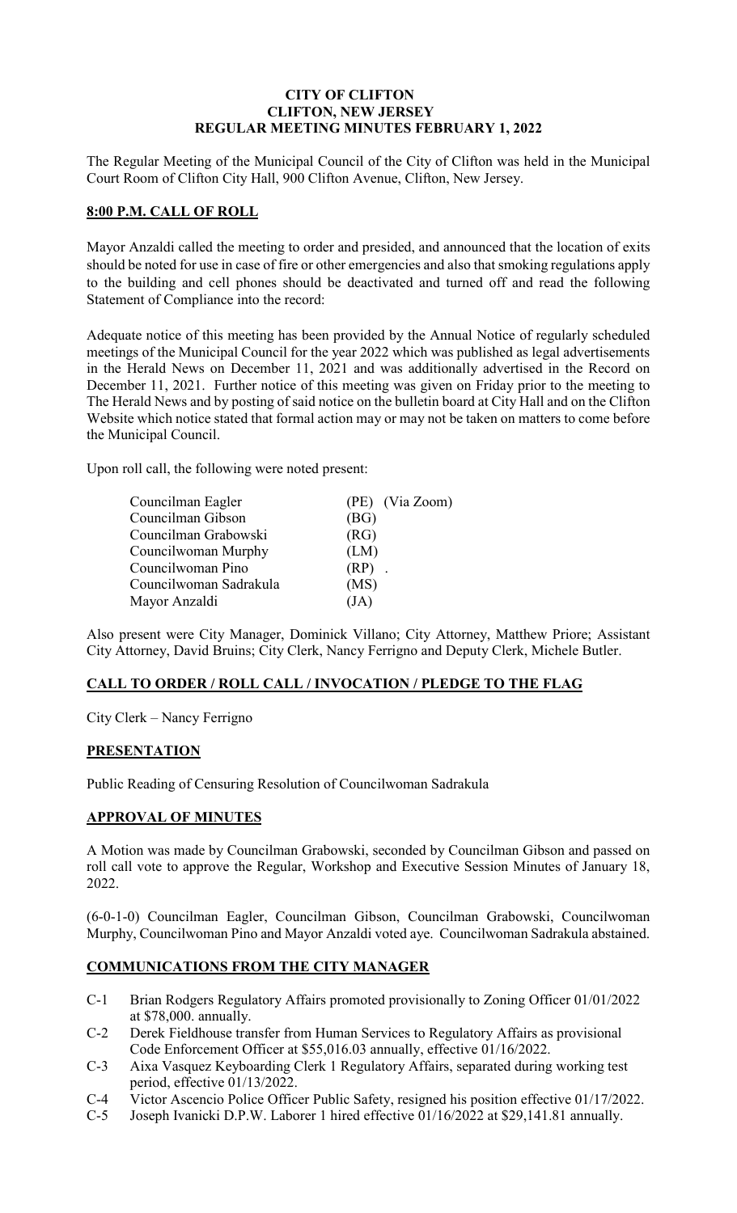**CITY OF CLIFTON**
**CLIFTON, NEW JERSEY**
**REGULAR MEETING MINUTES FEBRUARY 1, 2022**

The Regular Meeting of the Municipal Council of the City of Clifton was held in the Municipal Court Room of Clifton City Hall, 900 Clifton Avenue, Clifton, New Jersey.

## 8:00 P.M. CALL OF ROLL

Mayor Anzaldi called the meeting to order and presided, and announced that the location of exits should be noted for use in case of fire or other emergencies and also that smoking regulations apply to the building and cell phones should be deactivated and turned off and read the following Statement of Compliance into the record:

Adequate notice of this meeting has been provided by the Annual Notice of regularly scheduled meetings of the Municipal Council for the year 2022 which was published as legal advertisements in the Herald News on December 11, 2021 and was additionally advertised in the Record on December 11, 2021. Further notice of this meeting was given on Friday prior to the meeting to The Herald News and by posting of said notice on the bulletin board at City Hall and on the Clifton Website which notice stated that formal action may or may not be taken on matters to come before the Municipal Council.

Upon roll call, the following were noted present:

| | |
|---|---|
| Councilman Eagler | (PE) (Via Zoom) |
| Councilman Gibson | (BG) |
| Councilman Grabowski | (RG) |
| Councilwoman Murphy | (LM) |
| Councilwoman Pino | (RP) . |
| Councilwoman Sadrakula | (MS) |
| Mayor Anzaldi | (JA) |

Also present were City Manager, Dominick Villano; City Attorney, Matthew Priore; Assistant City Attorney, David Bruins; City Clerk, Nancy Ferrigno and Deputy Clerk, Michele Butler.

## CALL TO ORDER / ROLL CALL / INVOCATION / PLEDGE TO THE FLAG

City Clerk – Nancy Ferrigno

## PRESENTATION

Public Reading of Censuring Resolution of Councilwoman Sadrakula

## APPROVAL OF MINUTES

A Motion was made by Councilman Grabowski, seconded by Councilman Gibson and passed on roll call vote to approve the Regular, Workshop and Executive Session Minutes of January 18, 2022.

(6-0-1-0) Councilman Eagler, Councilman Gibson, Councilman Grabowski, Councilwoman Murphy, Councilwoman Pino and Mayor Anzaldi voted aye. Councilwoman Sadrakula abstained.

## COMMUNICATIONS FROM THE CITY MANAGER

- C-1 Brian Rodgers Regulatory Affairs promoted provisionally to Zoning Officer 01/01/2022 at $78,000. annually.
- C-2 Derek Fieldhouse transfer from Human Services to Regulatory Affairs as provisional Code Enforcement Officer at $55,016.03 annually, effective 01/16/2022.
- C-3 Aixa Vasquez Keyboarding Clerk 1 Regulatory Affairs, separated during working test period, effective 01/13/2022.
- C-4 Victor Ascencio Police Officer Public Safety, resigned his position effective 01/17/2022.
- C-5 Joseph Ivanicki D.P.W. Laborer 1 hired effective 01/16/2022 at $29,141.81 annually.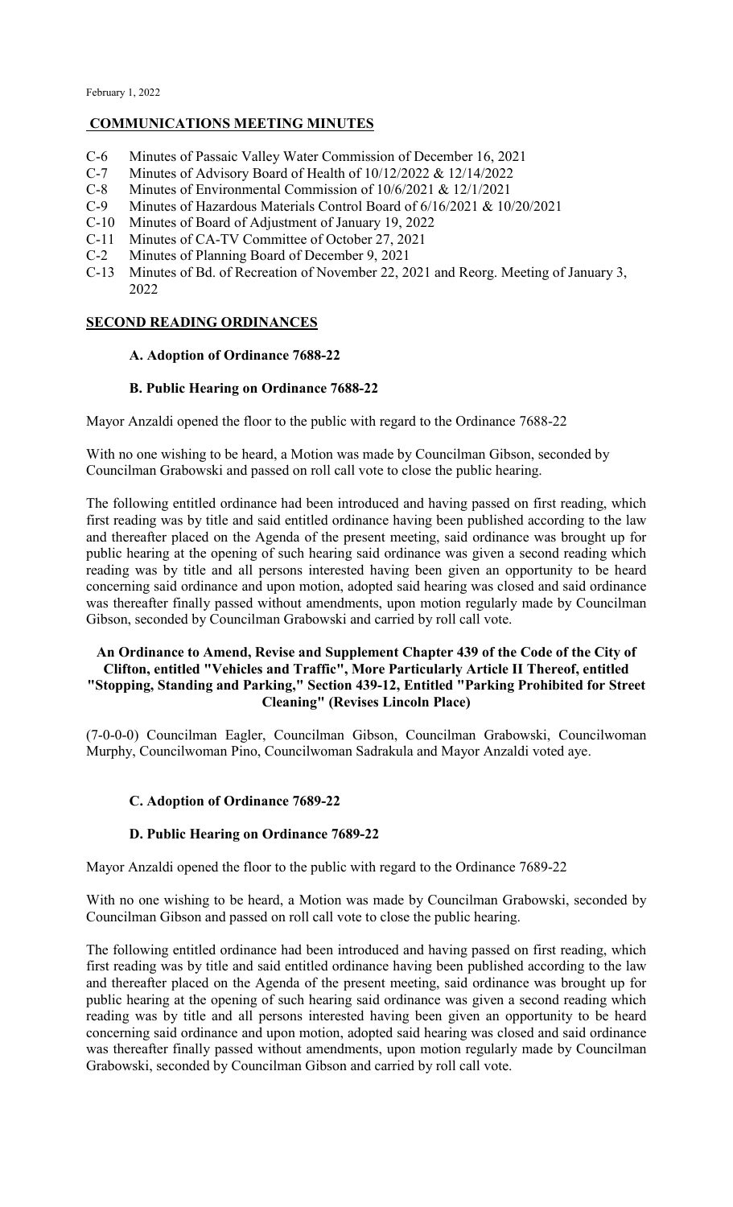February 1, 2022

## **COMMUNICATIONS MEETING MINUTES**

- C-6 Minutes of Passaic Valley Water Commission of December 16, 2021
- C-7 Minutes of Advisory Board of Health of 10/12/2022 & 12/14/2022
- C-8 Minutes of Environmental Commission of 10/6/2021 & 12/1/2021
- C-9 Minutes of Hazardous Materials Control Board of 6/16/2021 & 10/20/2021
- C-10 Minutes of Board of Adjustment of January 19, 2022
- C-11 Minutes of CA-TV Committee of October 27, 2021
- C-2 Minutes of Planning Board of December 9, 2021
- C-13 Minutes of Bd. of Recreation of November 22, 2021 and Reorg. Meeting of January 3, 2022

## **SECOND READING ORDINANCES**

### **A. Adoption of Ordinance 7688-22**

### **B. Public Hearing on Ordinance 7688-22**

Mayor Anzaldi opened the floor to the public with regard to the Ordinance 7688-22

With no one wishing to be heard, a Motion was made by Councilman Gibson, seconded by Councilman Grabowski and passed on roll call vote to close the public hearing.

The following entitled ordinance had been introduced and having passed on first reading, which first reading was by title and said entitled ordinance having been published according to the law and thereafter placed on the Agenda of the present meeting, said ordinance was brought up for public hearing at the opening of such hearing said ordinance was given a second reading which reading was by title and all persons interested having been given an opportunity to be heard concerning said ordinance and upon motion, adopted said hearing was closed and said ordinance was thereafter finally passed without amendments, upon motion regularly made by Councilman Gibson, seconded by Councilman Grabowski and carried by roll call vote.

**An Ordinance to Amend, Revise and Supplement Chapter 439 of the Code of the City of Clifton, entitled "Vehicles and Traffic", More Particularly Article II Thereof, entitled "Stopping, Standing and Parking," Section 439-12, Entitled "Parking Prohibited for Street Cleaning" (Revises Lincoln Place)**

(7-0-0-0) Councilman Eagler, Councilman Gibson, Councilman Grabowski, Councilwoman Murphy, Councilwoman Pino, Councilwoman Sadrakula and Mayor Anzaldi voted aye.

### **C. Adoption of Ordinance 7689-22**

### **D. Public Hearing on Ordinance 7689-22**

Mayor Anzaldi opened the floor to the public with regard to the Ordinance 7689-22

With no one wishing to be heard, a Motion was made by Councilman Grabowski, seconded by Councilman Gibson and passed on roll call vote to close the public hearing.

The following entitled ordinance had been introduced and having passed on first reading, which first reading was by title and said entitled ordinance having been published according to the law and thereafter placed on the Agenda of the present meeting, said ordinance was brought up for public hearing at the opening of such hearing said ordinance was given a second reading which reading was by title and all persons interested having been given an opportunity to be heard concerning said ordinance and upon motion, adopted said hearing was closed and said ordinance was thereafter finally passed without amendments, upon motion regularly made by Councilman Grabowski, seconded by Councilman Gibson and carried by roll call vote.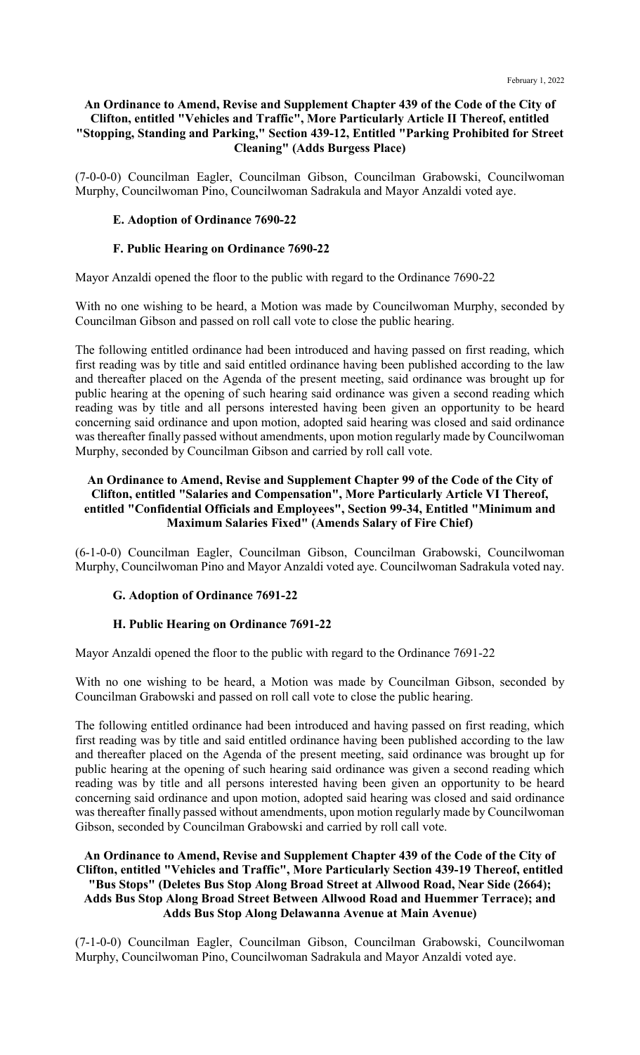**An Ordinance to Amend, Revise and Supplement Chapter 439 of the Code of the City of Clifton, entitled "Vehicles and Traffic", More Particularly Article II Thereof, entitled "Stopping, Standing and Parking," Section 439-12, Entitled "Parking Prohibited for Street Cleaning" (Adds Burgess Place)**

(7-0-0-0) Councilman Eagler, Councilman Gibson, Councilman Grabowski, Councilwoman Murphy, Councilwoman Pino, Councilwoman Sadrakula and Mayor Anzaldi voted aye.

**E. Adoption of Ordinance 7690-22**

**F. Public Hearing on Ordinance 7690-22**

Mayor Anzaldi opened the floor to the public with regard to the Ordinance 7690-22

With no one wishing to be heard, a Motion was made by Councilwoman Murphy, seconded by Councilman Gibson and passed on roll call vote to close the public hearing.

The following entitled ordinance had been introduced and having passed on first reading, which first reading was by title and said entitled ordinance having been published according to the law and thereafter placed on the Agenda of the present meeting, said ordinance was brought up for public hearing at the opening of such hearing said ordinance was given a second reading which reading was by title and all persons interested having been given an opportunity to be heard concerning said ordinance and upon motion, adopted said hearing was closed and said ordinance was thereafter finally passed without amendments, upon motion regularly made by Councilwoman Murphy, seconded by Councilman Gibson and carried by roll call vote.

**An Ordinance to Amend, Revise and Supplement Chapter 99 of the Code of the City of Clifton, entitled "Salaries and Compensation", More Particularly Article VI Thereof, entitled "Confidential Officials and Employees", Section 99-34, Entitled "Minimum and Maximum Salaries Fixed" (Amends Salary of Fire Chief)**

(6-1-0-0) Councilman Eagler, Councilman Gibson, Councilman Grabowski, Councilwoman Murphy, Councilwoman Pino and Mayor Anzaldi voted aye. Councilwoman Sadrakula voted nay.

**G. Adoption of Ordinance 7691-22**

**H. Public Hearing on Ordinance 7691-22**

Mayor Anzaldi opened the floor to the public with regard to the Ordinance 7691-22

With no one wishing to be heard, a Motion was made by Councilman Gibson, seconded by Councilman Grabowski and passed on roll call vote to close the public hearing.

The following entitled ordinance had been introduced and having passed on first reading, which first reading was by title and said entitled ordinance having been published according to the law and thereafter placed on the Agenda of the present meeting, said ordinance was brought up for public hearing at the opening of such hearing said ordinance was given a second reading which reading was by title and all persons interested having been given an opportunity to be heard concerning said ordinance and upon motion, adopted said hearing was closed and said ordinance was thereafter finally passed without amendments, upon motion regularly made by Councilwoman Gibson, seconded by Councilman Grabowski and carried by roll call vote.

**An Ordinance to Amend, Revise and Supplement Chapter 439 of the Code of the City of Clifton, entitled "Vehicles and Traffic", More Particularly Section 439-19 Thereof, entitled "Bus Stops" (Deletes Bus Stop Along Broad Street at Allwood Road, Near Side (2664); Adds Bus Stop Along Broad Street Between Allwood Road and Huemmer Terrace); and Adds Bus Stop Along Delawanna Avenue at Main Avenue)**

(7-1-0-0) Councilman Eagler, Councilman Gibson, Councilman Grabowski, Councilwoman Murphy, Councilwoman Pino, Councilwoman Sadrakula and Mayor Anzaldi voted aye.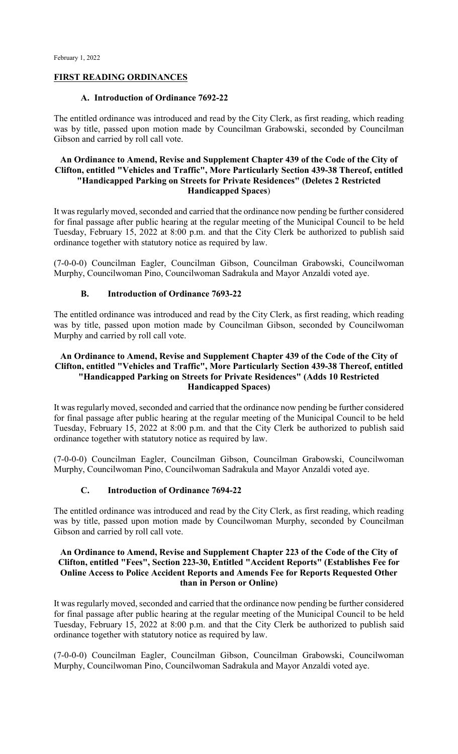February 1, 2022

## FIRST READING ORDINANCES

### A. Introduction of Ordinance 7692-22

The entitled ordinance was introduced and read by the City Clerk, as first reading, which reading was by title, passed upon motion made by Councilman Grabowski, seconded by Councilman Gibson and carried by roll call vote.

**An Ordinance to Amend, Revise and Supplement Chapter 439 of the Code of the City of Clifton, entitled "Vehicles and Traffic", More Particularly Section 439-38 Thereof, entitled "Handicapped Parking on Streets for Private Residences" (Deletes 2 Restricted Handicapped Spaces)**

It was regularly moved, seconded and carried that the ordinance now pending be further considered for final passage after public hearing at the regular meeting of the Municipal Council to be held Tuesday, February 15, 2022 at 8:00 p.m. and that the City Clerk be authorized to publish said ordinance together with statutory notice as required by law.

(7-0-0-0) Councilman Eagler, Councilman Gibson, Councilman Grabowski, Councilwoman Murphy, Councilwoman Pino, Councilwoman Sadrakula and Mayor Anzaldi voted aye.

### B. Introduction of Ordinance 7693-22

The entitled ordinance was introduced and read by the City Clerk, as first reading, which reading was by title, passed upon motion made by Councilman Gibson, seconded by Councilwoman Murphy and carried by roll call vote.

**An Ordinance to Amend, Revise and Supplement Chapter 439 of the Code of the City of Clifton, entitled "Vehicles and Traffic", More Particularly Section 439-38 Thereof, entitled "Handicapped Parking on Streets for Private Residences" (Adds 10 Restricted Handicapped Spaces)**

It was regularly moved, seconded and carried that the ordinance now pending be further considered for final passage after public hearing at the regular meeting of the Municipal Council to be held Tuesday, February 15, 2022 at 8:00 p.m. and that the City Clerk be authorized to publish said ordinance together with statutory notice as required by law.

(7-0-0-0) Councilman Eagler, Councilman Gibson, Councilman Grabowski, Councilwoman Murphy, Councilwoman Pino, Councilwoman Sadrakula and Mayor Anzaldi voted aye.

### C. Introduction of Ordinance 7694-22

The entitled ordinance was introduced and read by the City Clerk, as first reading, which reading was by title, passed upon motion made by Councilwoman Murphy, seconded by Councilman Gibson and carried by roll call vote.

**An Ordinance to Amend, Revise and Supplement Chapter 223 of the Code of the City of Clifton, entitled "Fees", Section 223-30, Entitled "Accident Reports" (Establishes Fee for Online Access to Police Accident Reports and Amends Fee for Reports Requested Other than in Person or Online)**

It was regularly moved, seconded and carried that the ordinance now pending be further considered for final passage after public hearing at the regular meeting of the Municipal Council to be held Tuesday, February 15, 2022 at 8:00 p.m. and that the City Clerk be authorized to publish said ordinance together with statutory notice as required by law.

(7-0-0-0) Councilman Eagler, Councilman Gibson, Councilman Grabowski, Councilwoman Murphy, Councilwoman Pino, Councilwoman Sadrakula and Mayor Anzaldi voted aye.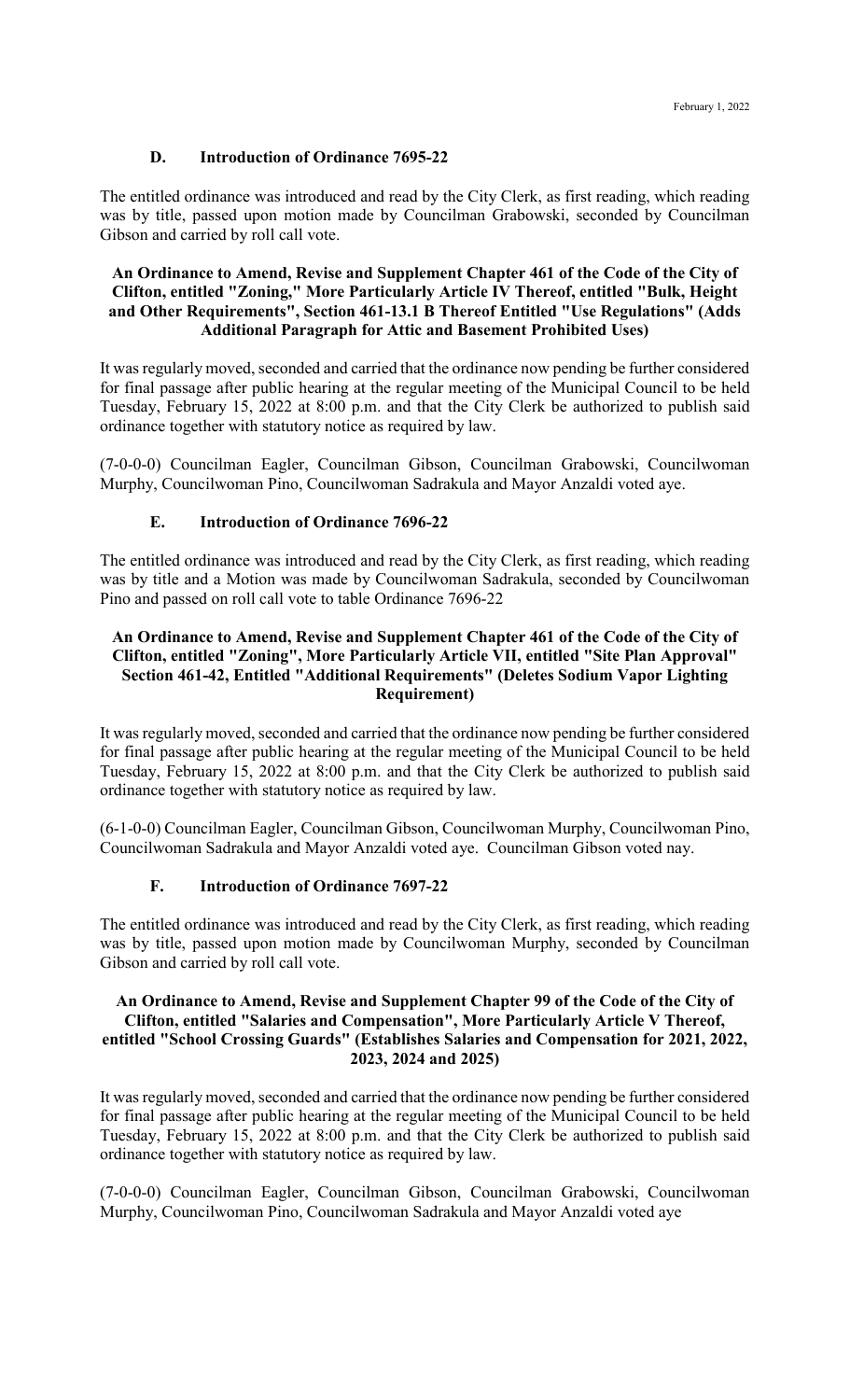### D. Introduction of Ordinance 7695-22

The entitled ordinance was introduced and read by the City Clerk, as first reading, which reading was by title, passed upon motion made by Councilman Grabowski, seconded by Councilman Gibson and carried by roll call vote.

**An Ordinance to Amend, Revise and Supplement Chapter 461 of the Code of the City of Clifton, entitled "Zoning," More Particularly Article IV Thereof, entitled "Bulk, Height and Other Requirements", Section 461-13.1 B Thereof Entitled "Use Regulations" (Adds Additional Paragraph for Attic and Basement Prohibited Uses)**

It was regularly moved, seconded and carried that the ordinance now pending be further considered for final passage after public hearing at the regular meeting of the Municipal Council to be held Tuesday, February 15, 2022 at 8:00 p.m. and that the City Clerk be authorized to publish said ordinance together with statutory notice as required by law.

(7-0-0-0) Councilman Eagler, Councilman Gibson, Councilman Grabowski, Councilwoman Murphy, Councilwoman Pino, Councilwoman Sadrakula and Mayor Anzaldi voted aye.

### E. Introduction of Ordinance 7696-22

The entitled ordinance was introduced and read by the City Clerk, as first reading, which reading was by title and a Motion was made by Councilwoman Sadrakula, seconded by Councilwoman Pino and passed on roll call vote to table Ordinance 7696-22

**An Ordinance to Amend, Revise and Supplement Chapter 461 of the Code of the City of Clifton, entitled "Zoning", More Particularly Article VII, entitled "Site Plan Approval" Section 461-42, Entitled "Additional Requirements" (Deletes Sodium Vapor Lighting Requirement)**

It was regularly moved, seconded and carried that the ordinance now pending be further considered for final passage after public hearing at the regular meeting of the Municipal Council to be held Tuesday, February 15, 2022 at 8:00 p.m. and that the City Clerk be authorized to publish said ordinance together with statutory notice as required by law.

(6-1-0-0) Councilman Eagler, Councilman Gibson, Councilwoman Murphy, Councilwoman Pino, Councilwoman Sadrakula and Mayor Anzaldi voted aye. Councilman Gibson voted nay.

### F. Introduction of Ordinance 7697-22

The entitled ordinance was introduced and read by the City Clerk, as first reading, which reading was by title, passed upon motion made by Councilwoman Murphy, seconded by Councilman Gibson and carried by roll call vote.

**An Ordinance to Amend, Revise and Supplement Chapter 99 of the Code of the City of Clifton, entitled "Salaries and Compensation", More Particularly Article V Thereof, entitled "School Crossing Guards" (Establishes Salaries and Compensation for 2021, 2022, 2023, 2024 and 2025)**

It was regularly moved, seconded and carried that the ordinance now pending be further considered for final passage after public hearing at the regular meeting of the Municipal Council to be held Tuesday, February 15, 2022 at 8:00 p.m. and that the City Clerk be authorized to publish said ordinance together with statutory notice as required by law.

(7-0-0-0) Councilman Eagler, Councilman Gibson, Councilman Grabowski, Councilwoman Murphy, Councilwoman Pino, Councilwoman Sadrakula and Mayor Anzaldi voted aye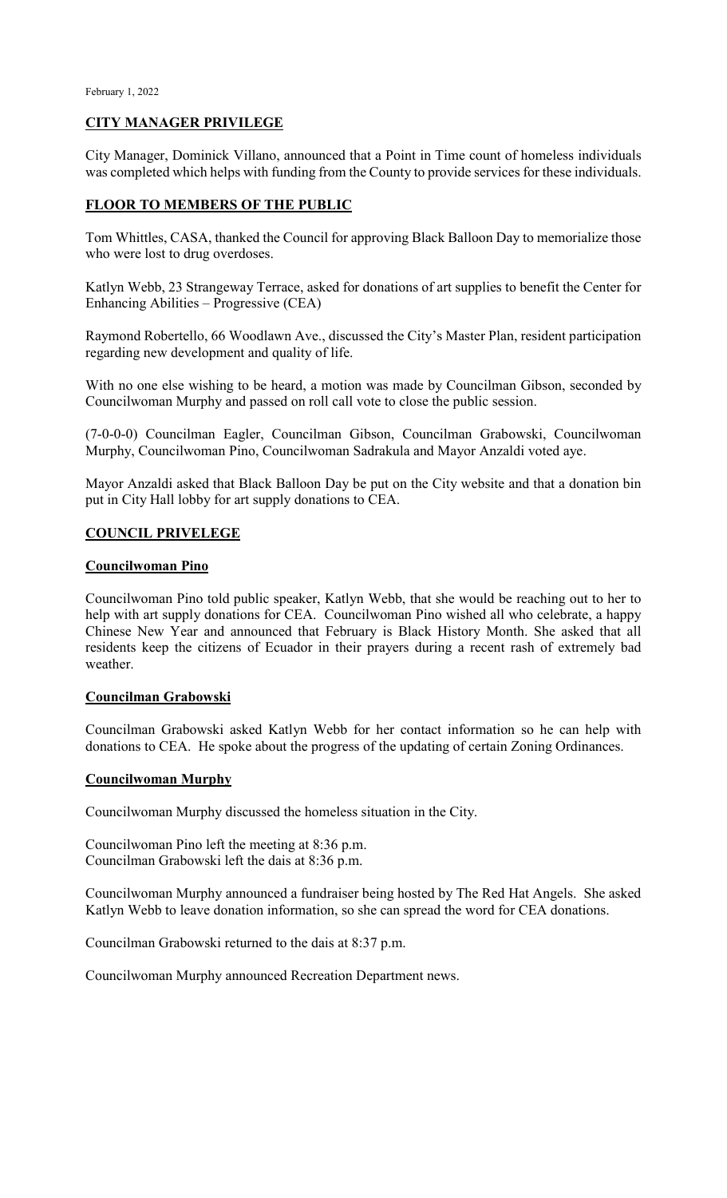## CITY MANAGER PRIVILEGE

City Manager, Dominick Villano, announced that a Point in Time count of homeless individuals was completed which helps with funding from the County to provide services for these individuals.

## FLOOR TO MEMBERS OF THE PUBLIC

Tom Whittles, CASA, thanked the Council for approving Black Balloon Day to memorialize those who were lost to drug overdoses.

Katlyn Webb, 23 Strangeway Terrace, asked for donations of art supplies to benefit the Center for Enhancing Abilities – Progressive (CEA)

Raymond Robertello, 66 Woodlawn Ave., discussed the City's Master Plan, resident participation regarding new development and quality of life.

With no one else wishing to be heard, a motion was made by Councilman Gibson, seconded by Councilwoman Murphy and passed on roll call vote to close the public session.

(7-0-0-0) Councilman Eagler, Councilman Gibson, Councilman Grabowski, Councilwoman Murphy, Councilwoman Pino, Councilwoman Sadrakula and Mayor Anzaldi voted aye.

Mayor Anzaldi asked that Black Balloon Day be put on the City website and that a donation bin put in City Hall lobby for art supply donations to CEA.

## COUNCIL PRIVELEGE

### Councilwoman Pino

Councilwoman Pino told public speaker, Katlyn Webb, that she would be reaching out to her to help with art supply donations for CEA. Councilwoman Pino wished all who celebrate, a happy Chinese New Year and announced that February is Black History Month. She asked that all residents keep the citizens of Ecuador in their prayers during a recent rash of extremely bad weather.

### Councilman Grabowski

Councilman Grabowski asked Katlyn Webb for her contact information so he can help with donations to CEA. He spoke about the progress of the updating of certain Zoning Ordinances.

### Councilwoman Murphy

Councilwoman Murphy discussed the homeless situation in the City.

Councilwoman Pino left the meeting at 8:36 p.m.
Councilman Grabowski left the dais at 8:36 p.m.

Councilwoman Murphy announced a fundraiser being hosted by The Red Hat Angels. She asked Katlyn Webb to leave donation information, so she can spread the word for CEA donations.

Councilman Grabowski returned to the dais at 8:37 p.m.

Councilwoman Murphy announced Recreation Department news.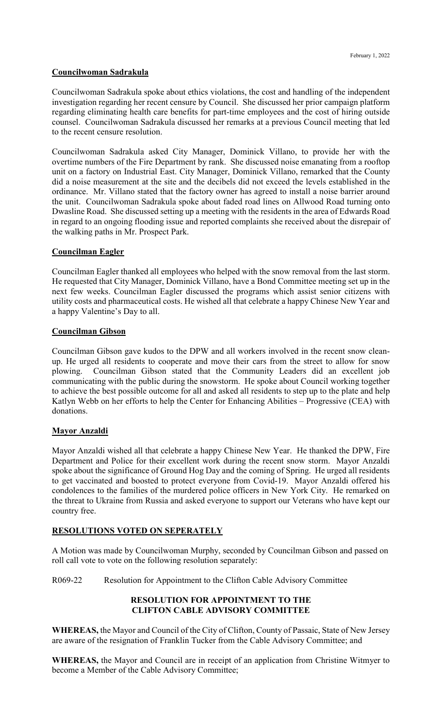**Councilwoman Sadrakula**

Councilwoman Sadrakula spoke about ethics violations, the cost and handling of the independent investigation regarding her recent censure by Council. She discussed her prior campaign platform regarding eliminating health care benefits for part-time employees and the cost of hiring outside counsel. Councilwoman Sadrakula discussed her remarks at a previous Council meeting that led to the recent censure resolution.

Councilwoman Sadrakula asked City Manager, Dominick Villano, to provide her with the overtime numbers of the Fire Department by rank. She discussed noise emanating from a rooftop unit on a factory on Industrial East. City Manager, Dominick Villano, remarked that the County did a noise measurement at the site and the decibels did not exceed the levels established in the ordinance. Mr. Villano stated that the factory owner has agreed to install a noise barrier around the unit. Councilwoman Sadrakula spoke about faded road lines on Allwood Road turning onto Dwasline Road. She discussed setting up a meeting with the residents in the area of Edwards Road in regard to an ongoing flooding issue and reported complaints she received about the disrepair of the walking paths in Mr. Prospect Park.

**Councilman Eagler**

Councilman Eagler thanked all employees who helped with the snow removal from the last storm. He requested that City Manager, Dominick Villano, have a Bond Committee meeting set up in the next few weeks. Councilman Eagler discussed the programs which assist senior citizens with utility costs and pharmaceutical costs. He wished all that celebrate a happy Chinese New Year and a happy Valentine's Day to all.

**Councilman Gibson**

Councilman Gibson gave kudos to the DPW and all workers involved in the recent snow clean-up. He urged all residents to cooperate and move their cars from the street to allow for snow plowing. Councilman Gibson stated that the Community Leaders did an excellent job communicating with the public during the snowstorm. He spoke about Council working together to achieve the best possible outcome for all and asked all residents to step up to the plate and help Katlyn Webb on her efforts to help the Center for Enhancing Abilities – Progressive (CEA) with donations.

**Mayor Anzaldi**

Mayor Anzaldi wished all that celebrate a happy Chinese New Year. He thanked the DPW, Fire Department and Police for their excellent work during the recent snow storm. Mayor Anzaldi spoke about the significance of Ground Hog Day and the coming of Spring. He urged all residents to get vaccinated and boosted to protect everyone from Covid-19. Mayor Anzaldi offered his condolences to the families of the murdered police officers in New York City. He remarked on the threat to Ukraine from Russia and asked everyone to support our Veterans who have kept our country free.

**RESOLUTIONS VOTED ON SEPERATELY**

A Motion was made by Councilwoman Murphy, seconded by Councilman Gibson and passed on roll call vote to vote on the following resolution separately:

R069-22 Resolution for Appointment to the Clifton Cable Advisory Committee

**RESOLUTION FOR APPOINTMENT TO THE CLIFTON CABLE ADVISORY COMMITTEE**

**WHEREAS,** the Mayor and Council of the City of Clifton, County of Passaic, State of New Jersey are aware of the resignation of Franklin Tucker from the Cable Advisory Committee; and

**WHEREAS,** the Mayor and Council are in receipt of an application from Christine Witmyer to become a Member of the Cable Advisory Committee;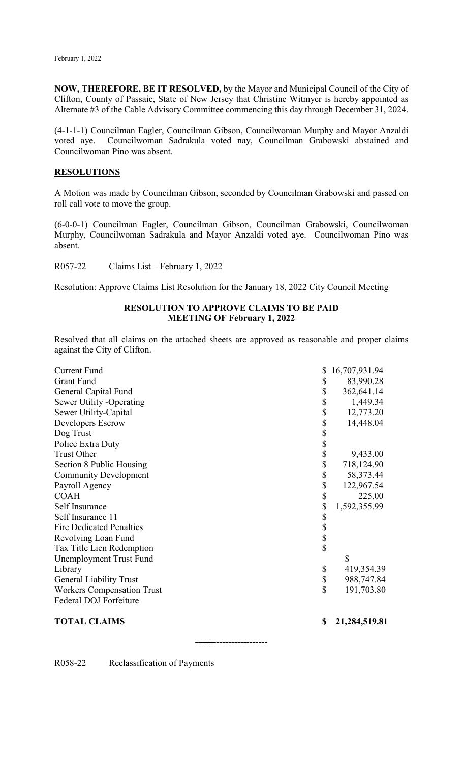February 1, 2022

**NOW, THEREFORE, BE IT RESOLVED,** by the Mayor and Municipal Council of the City of Clifton, County of Passaic, State of New Jersey that Christine Witmyer is hereby appointed as Alternate #3 of the Cable Advisory Committee commencing this day through December 31, 2024.

(4-1-1-1) Councilman Eagler, Councilman Gibson, Councilwoman Murphy and Mayor Anzaldi voted aye. Councilwoman Sadrakula voted nay, Councilman Grabowski abstained and Councilwoman Pino was absent.

## RESOLUTIONS

A Motion was made by Councilman Gibson, seconded by Councilman Grabowski and passed on roll call vote to move the group.

(6-0-0-1) Councilman Eagler, Councilman Gibson, Councilman Grabowski, Councilwoman Murphy, Councilwoman Sadrakula and Mayor Anzaldi voted aye. Councilwoman Pino was absent.

R057-22 Claims List – February 1, 2022

Resolution: Approve Claims List Resolution for the January 18, 2022 City Council Meeting

### RESOLUTION TO APPROVE CLAIMS TO BE PAID
### MEETING OF February 1, 2022

Resolved that all claims on the attached sheets are approved as reasonable and proper claims against the City of Clifton.

| | |
|---|---|
| Current Fund | $ 16,707,931.94 |
| Grant Fund | $ 83,990.28 |
| General Capital Fund | $ 362,641.14 |
| Sewer Utility -Operating | $ 1,449.34 |
| Sewer Utility-Capital | $ 12,773.20 |
| Developers Escrow | $ 14,448.04 |
| Dog Trust | $ |
| Police Extra Duty | $ |
| Trust Other | $ 9,433.00 |
| Section 8 Public Housing | $ 718,124.90 |
| Community Development | $ 58,373.44 |
| Payroll Agency | $ 122,967.54 |
| COAH | $ 225.00 |
| Self Insurance | $ 1,592,355.99 |
| Self Insurance 11 | $ |
| Fire Dedicated Penalties | $ |
| Revolving Loan Fund | $ |
| Tax Title Lien Redemption | $ |
| Unemployment Trust Fund | $ |
| Library | $ 419,354.39 |
| General Liability Trust | $ 988,747.84 |
| Workers Compensation Trust | $ 191,703.80 |
| Federal DOJ Forfeiture | |
| **TOTAL CLAIMS** | **$ 21,284,519.81** |

------------------------

R058-22 Reclassification of Payments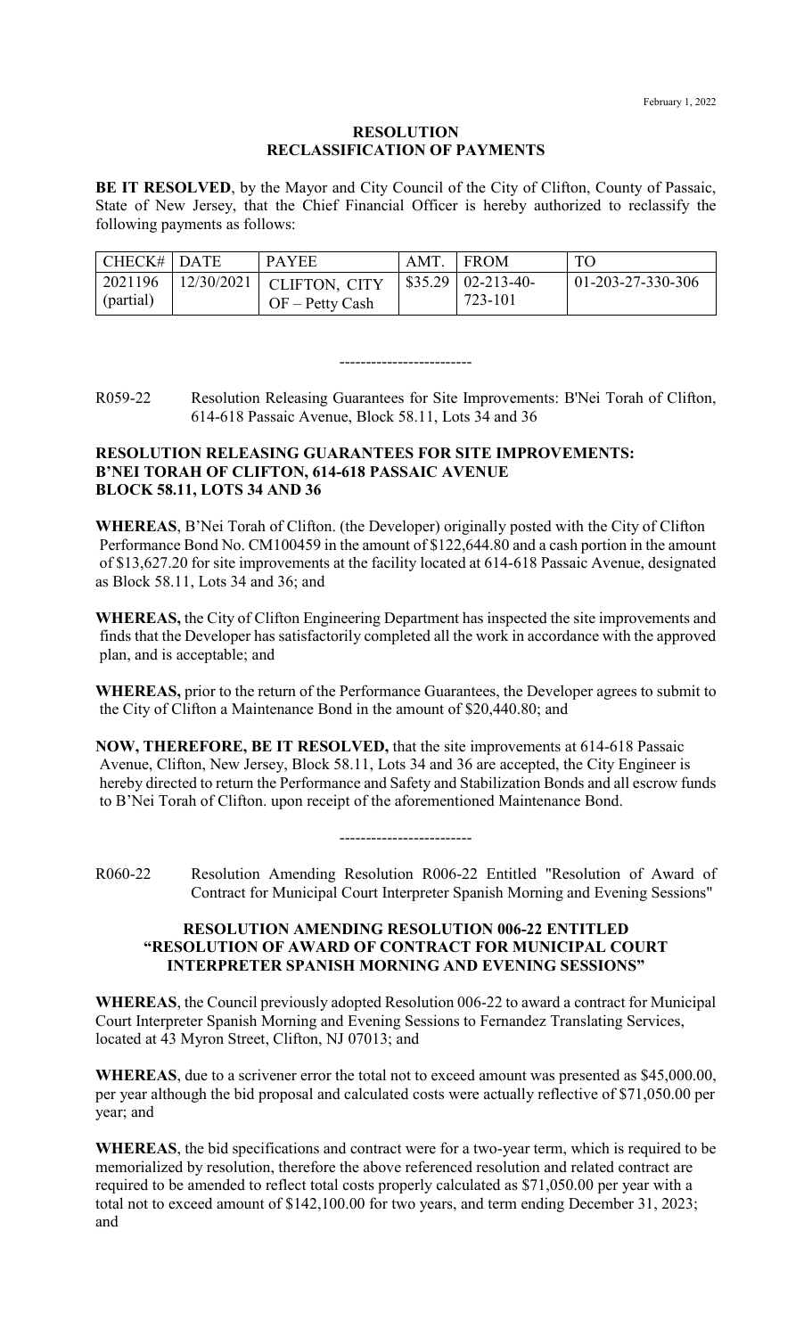February 1, 2022

**RESOLUTION**
**RECLASSIFICATION OF PAYMENTS**

**BE IT RESOLVED**, by the Mayor and City Council of the City of Clifton, County of Passaic, State of New Jersey, that the Chief Financial Officer is hereby authorized to reclassify the following payments as follows:

| CHECK# | DATE | PAYEE | AMT. | FROM | TO |
|---|---|---|---|---|---|
| 2021196 (partial) | 12/30/2021 | CLIFTON, CITY OF – Petty Cash | $35.29 | 02-213-40-723-101 | 01-203-27-330-306 |

-------------------------

R059-22 Resolution Releasing Guarantees for Site Improvements: B'Nei Torah of Clifton, 614-618 Passaic Avenue, Block 58.11, Lots 34 and 36

**RESOLUTION RELEASING GUARANTEES FOR SITE IMPROVEMENTS: B'NEI TORAH OF CLIFTON, 614-618 PASSAIC AVENUE BLOCK 58.11, LOTS 34 AND 36**

**WHEREAS**, B'Nei Torah of Clifton. (the Developer) originally posted with the City of Clifton Performance Bond No. CM100459 in the amount of $122,644.80 and a cash portion in the amount of $13,627.20 for site improvements at the facility located at 614-618 Passaic Avenue, designated as Block 58.11, Lots 34 and 36; and

**WHEREAS,** the City of Clifton Engineering Department has inspected the site improvements and finds that the Developer has satisfactorily completed all the work in accordance with the approved plan, and is acceptable; and

**WHEREAS,** prior to the return of the Performance Guarantees, the Developer agrees to submit to the City of Clifton a Maintenance Bond in the amount of $20,440.80; and

**NOW, THEREFORE, BE IT RESOLVED,** that the site improvements at 614-618 Passaic Avenue, Clifton, New Jersey, Block 58.11, Lots 34 and 36 are accepted, the City Engineer is hereby directed to return the Performance and Safety and Stabilization Bonds and all escrow funds to B'Nei Torah of Clifton. upon receipt of the aforementioned Maintenance Bond.

-------------------------

R060-22 Resolution Amending Resolution R006-22 Entitled "Resolution of Award of Contract for Municipal Court Interpreter Spanish Morning and Evening Sessions"

**RESOLUTION AMENDING RESOLUTION 006-22 ENTITLED "RESOLUTION OF AWARD OF CONTRACT FOR MUNICIPAL COURT INTERPRETER SPANISH MORNING AND EVENING SESSIONS"**

**WHEREAS**, the Council previously adopted Resolution 006-22 to award a contract for Municipal Court Interpreter Spanish Morning and Evening Sessions to Fernandez Translating Services, located at 43 Myron Street, Clifton, NJ 07013; and

**WHEREAS**, due to a scrivener error the total not to exceed amount was presented as $45,000.00, per year although the bid proposal and calculated costs were actually reflective of $71,050.00 per year; and

**WHEREAS**, the bid specifications and contract were for a two-year term, which is required to be memorialized by resolution, therefore the above referenced resolution and related contract are required to be amended to reflect total costs properly calculated as $71,050.00 per year with a total not to exceed amount of $142,100.00 for two years, and term ending December 31, 2023; and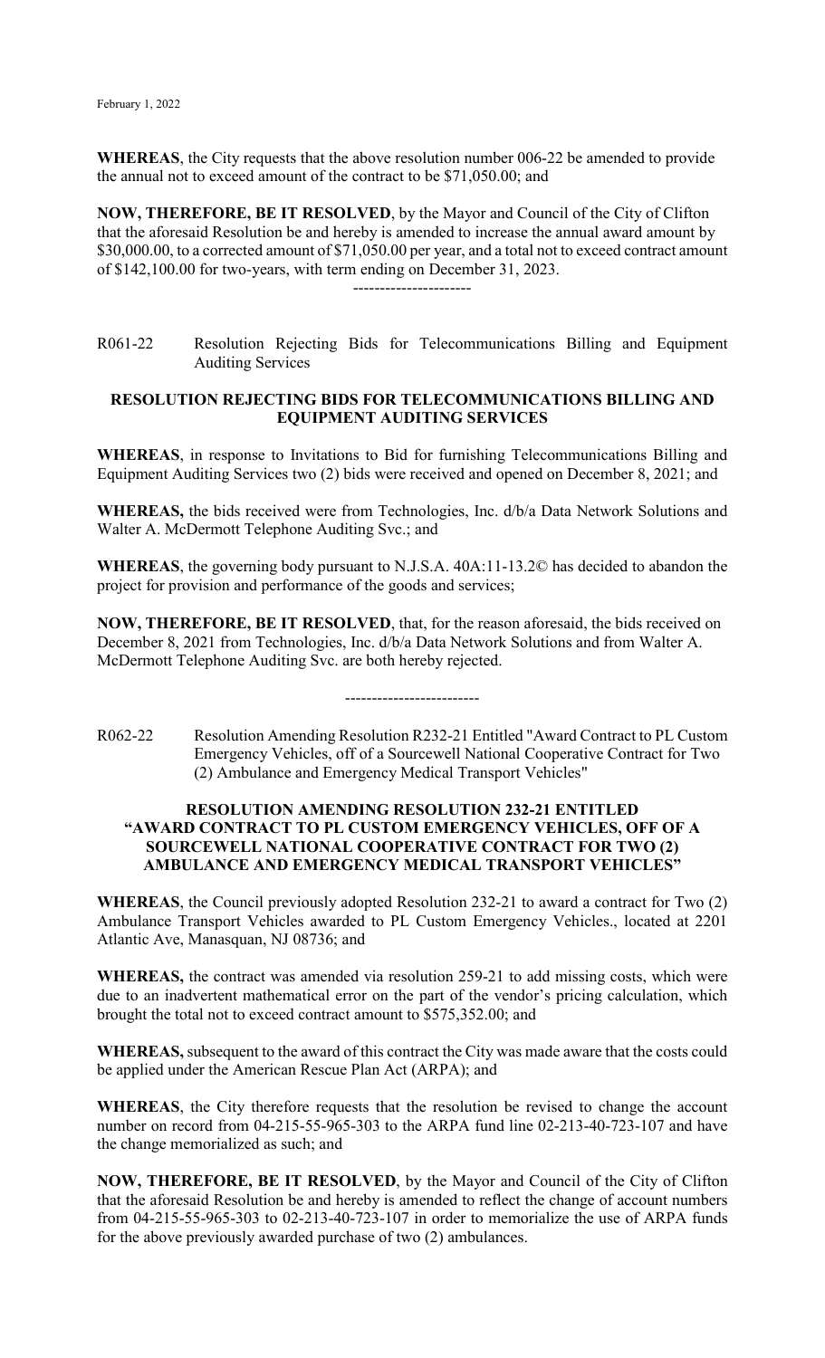**WHEREAS**, the City requests that the above resolution number 006-22 be amended to provide the annual not to exceed amount of the contract to be $71,050.00; and

**NOW, THEREFORE, BE IT RESOLVED**, by the Mayor and Council of the City of Clifton that the aforesaid Resolution be and hereby is amended to increase the annual award amount by $30,000.00, to a corrected amount of $71,050.00 per year, and a total not to exceed contract amount of $142,100.00 for two-years, with term ending on December 31, 2023.

----------------------

R061-22 Resolution Rejecting Bids for Telecommunications Billing and Equipment Auditing Services

**RESOLUTION REJECTING BIDS FOR TELECOMMUNICATIONS BILLING AND EQUIPMENT AUDITING SERVICES**

**WHEREAS**, in response to Invitations to Bid for furnishing Telecommunications Billing and Equipment Auditing Services two (2) bids were received and opened on December 8, 2021; and

**WHEREAS,** the bids received were from Technologies, Inc. d/b/a Data Network Solutions and Walter A. McDermott Telephone Auditing Svc.; and

**WHEREAS**, the governing body pursuant to N.J.S.A. 40A:11-13.2© has decided to abandon the project for provision and performance of the goods and services;

**NOW, THEREFORE, BE IT RESOLVED**, that, for the reason aforesaid, the bids received on December 8, 2021 from Technologies, Inc. d/b/a Data Network Solutions and from Walter A. McDermott Telephone Auditing Svc. are both hereby rejected.

-------------------------

R062-22 Resolution Amending Resolution R232-21 Entitled "Award Contract to PL Custom Emergency Vehicles, off of a Sourcewell National Cooperative Contract for Two (2) Ambulance and Emergency Medical Transport Vehicles"

**RESOLUTION AMENDING RESOLUTION 232-21 ENTITLED "AWARD CONTRACT TO PL CUSTOM EMERGENCY VEHICLES, OFF OF A SOURCEWELL NATIONAL COOPERATIVE CONTRACT FOR TWO (2) AMBULANCE AND EMERGENCY MEDICAL TRANSPORT VEHICLES"**

**WHEREAS**, the Council previously adopted Resolution 232-21 to award a contract for Two (2) Ambulance Transport Vehicles awarded to PL Custom Emergency Vehicles., located at 2201 Atlantic Ave, Manasquan, NJ 08736; and

**WHEREAS,** the contract was amended via resolution 259-21 to add missing costs, which were due to an inadvertent mathematical error on the part of the vendor's pricing calculation, which brought the total not to exceed contract amount to $575,352.00; and

**WHEREAS,** subsequent to the award of this contract the City was made aware that the costs could be applied under the American Rescue Plan Act (ARPA); and

**WHEREAS**, the City therefore requests that the resolution be revised to change the account number on record from 04-215-55-965-303 to the ARPA fund line 02-213-40-723-107 and have the change memorialized as such; and

**NOW, THEREFORE, BE IT RESOLVED**, by the Mayor and Council of the City of Clifton that the aforesaid Resolution be and hereby is amended to reflect the change of account numbers from 04-215-55-965-303 to 02-213-40-723-107 in order to memorialize the use of ARPA funds for the above previously awarded purchase of two (2) ambulances.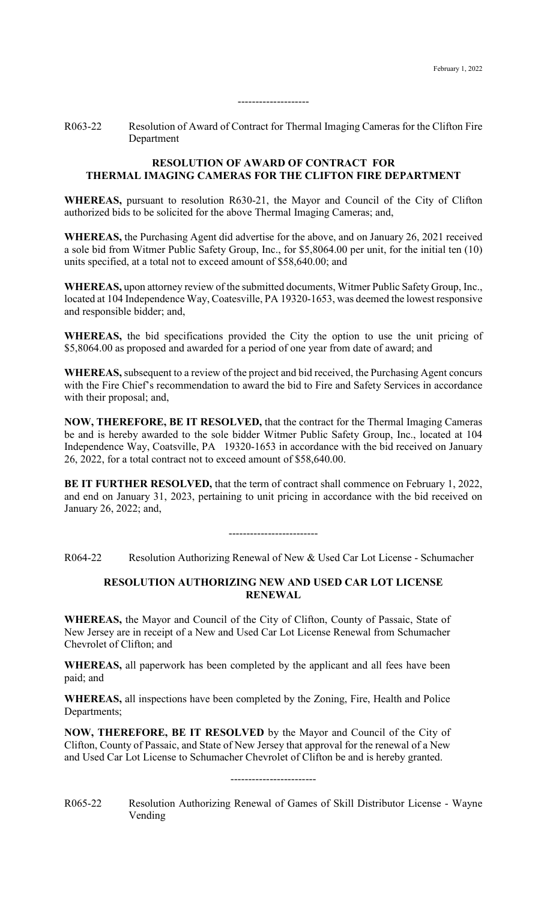--------------------

R063-22 Resolution of Award of Contract for Thermal Imaging Cameras for the Clifton Fire Department

**RESOLUTION OF AWARD OF CONTRACT FOR THERMAL IMAGING CAMERAS FOR THE CLIFTON FIRE DEPARTMENT**

**WHEREAS,** pursuant to resolution R630-21, the Mayor and Council of the City of Clifton authorized bids to be solicited for the above Thermal Imaging Cameras; and,

**WHEREAS,** the Purchasing Agent did advertise for the above, and on January 26, 2021 received a sole bid from Witmer Public Safety Group, Inc., for $5,8064.00 per unit, for the initial ten (10) units specified, at a total not to exceed amount of $58,640.00; and

**WHEREAS,** upon attorney review of the submitted documents, Witmer Public Safety Group, Inc., located at 104 Independence Way, Coatesville, PA 19320-1653, was deemed the lowest responsive and responsible bidder; and,

**WHEREAS,** the bid specifications provided the City the option to use the unit pricing of $5,8064.00 as proposed and awarded for a period of one year from date of award; and

**WHEREAS,** subsequent to a review of the project and bid received, the Purchasing Agent concurs with the Fire Chief's recommendation to award the bid to Fire and Safety Services in accordance with their proposal; and,

**NOW, THEREFORE, BE IT RESOLVED,** that the contract for the Thermal Imaging Cameras be and is hereby awarded to the sole bidder Witmer Public Safety Group, Inc., located at 104 Independence Way, Coatsville, PA 19320-1653 in accordance with the bid received on January 26, 2022, for a total contract not to exceed amount of $58,640.00.

**BE IT FURTHER RESOLVED,** that the term of contract shall commence on February 1, 2022, and end on January 31, 2023, pertaining to unit pricing in accordance with the bid received on January 26, 2022; and,

-------------------------

R064-22 Resolution Authorizing Renewal of New & Used Car Lot License - Schumacher

**RESOLUTION AUTHORIZING NEW AND USED CAR LOT LICENSE RENEWAL**

**WHEREAS,** the Mayor and Council of the City of Clifton, County of Passaic, State of New Jersey are in receipt of a New and Used Car Lot License Renewal from Schumacher Chevrolet of Clifton; and

**WHEREAS,** all paperwork has been completed by the applicant and all fees have been paid; and

**WHEREAS,** all inspections have been completed by the Zoning, Fire, Health and Police Departments;

**NOW, THEREFORE, BE IT RESOLVED** by the Mayor and Council of the City of Clifton, County of Passaic, and State of New Jersey that approval for the renewal of a New and Used Car Lot License to Schumacher Chevrolet of Clifton be and is hereby granted.

------------------------

R065-22 Resolution Authorizing Renewal of Games of Skill Distributor License - Wayne Vending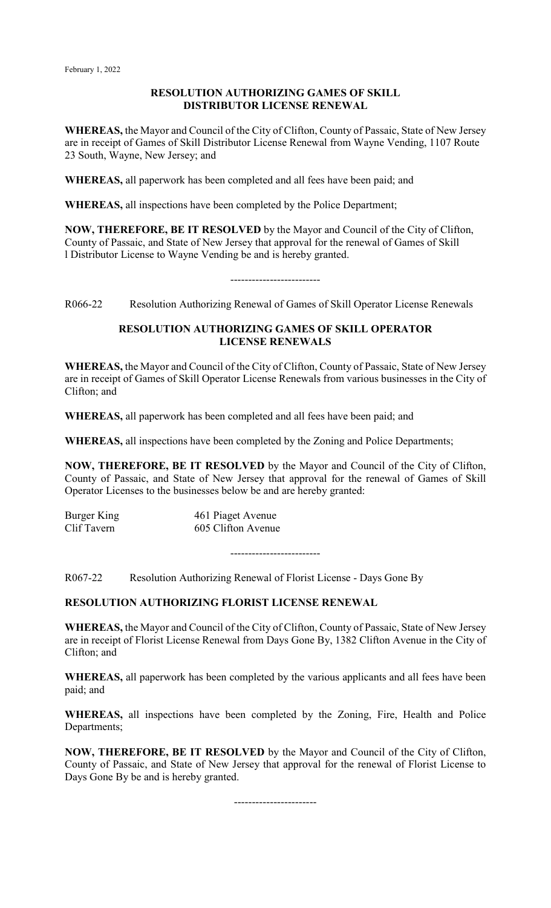February 1, 2022

**RESOLUTION AUTHORIZING GAMES OF SKILL DISTRIBUTOR LICENSE RENEWAL**

**WHEREAS,** the Mayor and Council of the City of Clifton, County of Passaic, State of New Jersey are in receipt of Games of Skill Distributor License Renewal from Wayne Vending, 1107 Route 23 South, Wayne, New Jersey; and

**WHEREAS,** all paperwork has been completed and all fees have been paid; and

**WHEREAS,** all inspections have been completed by the Police Department;

**NOW, THEREFORE, BE IT RESOLVED** by the Mayor and Council of the City of Clifton, County of Passaic, and State of New Jersey that approval for the renewal of Games of Skill l Distributor License to Wayne Vending be and is hereby granted.

-------------------------

R066-22 Resolution Authorizing Renewal of Games of Skill Operator License Renewals

**RESOLUTION AUTHORIZING GAMES OF SKILL OPERATOR LICENSE RENEWALS**

**WHEREAS,** the Mayor and Council of the City of Clifton, County of Passaic, State of New Jersey are in receipt of Games of Skill Operator License Renewals from various businesses in the City of Clifton; and

**WHEREAS,** all paperwork has been completed and all fees have been paid; and

**WHEREAS,** all inspections have been completed by the Zoning and Police Departments;

**NOW, THEREFORE, BE IT RESOLVED** by the Mayor and Council of the City of Clifton, County of Passaic, and State of New Jersey that approval for the renewal of Games of Skill Operator Licenses to the businesses below be and are hereby granted:

| | |
|---|---|
| Burger King | 461 Piaget Avenue |
| Clif Tavern | 605 Clifton Avenue |

-------------------------

R067-22 Resolution Authorizing Renewal of Florist License - Days Gone By

**RESOLUTION AUTHORIZING FLORIST LICENSE RENEWAL**

**WHEREAS,** the Mayor and Council of the City of Clifton, County of Passaic, State of New Jersey are in receipt of Florist License Renewal from Days Gone By, 1382 Clifton Avenue in the City of Clifton; and

**WHEREAS,** all paperwork has been completed by the various applicants and all fees have been paid; and

**WHEREAS,** all inspections have been completed by the Zoning, Fire, Health and Police Departments;

**NOW, THEREFORE, BE IT RESOLVED** by the Mayor and Council of the City of Clifton, County of Passaic, and State of New Jersey that approval for the renewal of Florist License to Days Gone By be and is hereby granted.

-----------------------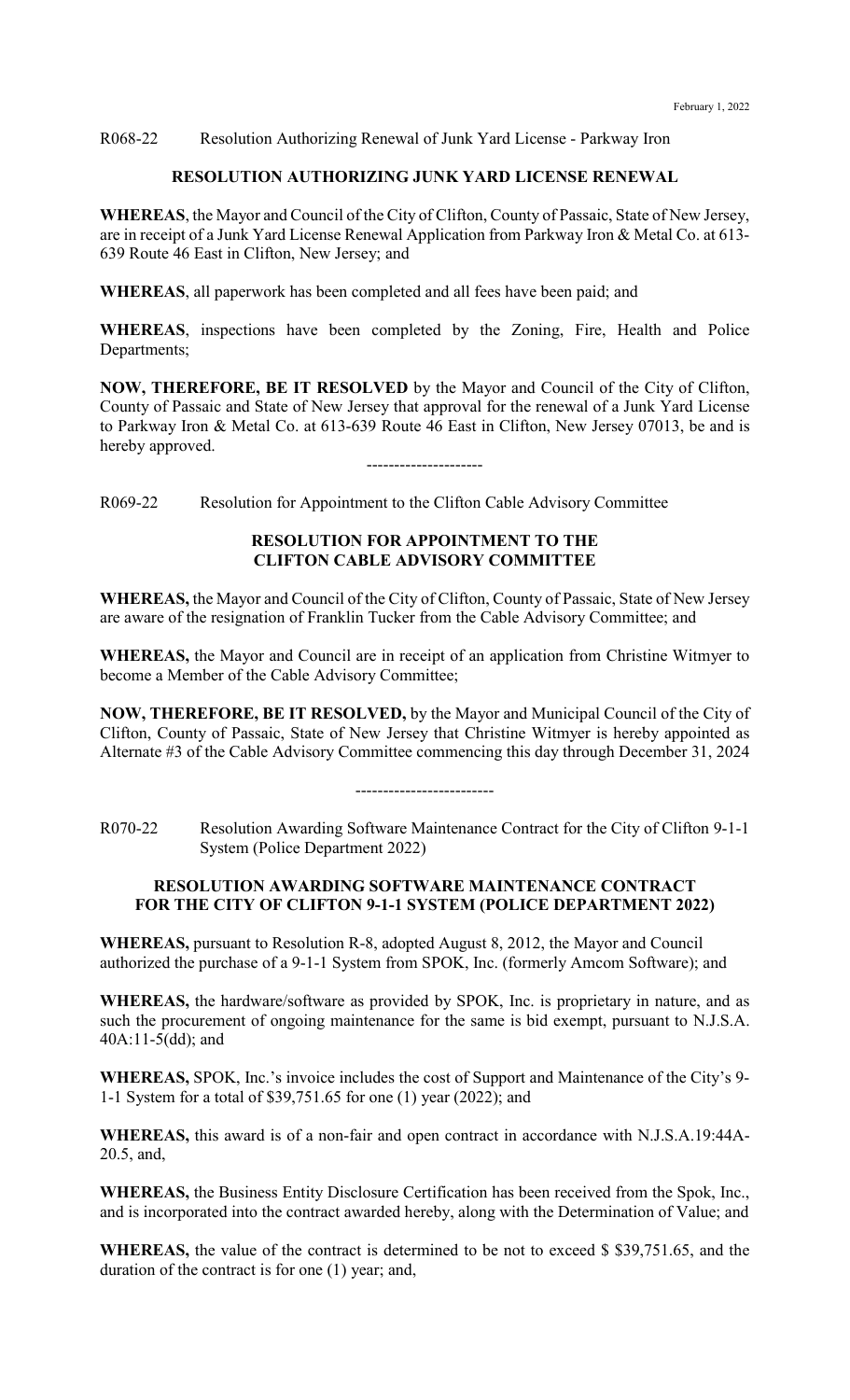R068-22 Resolution Authorizing Renewal of Junk Yard License - Parkway Iron

**RESOLUTION AUTHORIZING JUNK YARD LICENSE RENEWAL**

**WHEREAS**, the Mayor and Council of the City of Clifton, County of Passaic, State of New Jersey, are in receipt of a Junk Yard License Renewal Application from Parkway Iron & Metal Co. at 613-639 Route 46 East in Clifton, New Jersey; and

**WHEREAS**, all paperwork has been completed and all fees have been paid; and

**WHEREAS**, inspections have been completed by the Zoning, Fire, Health and Police Departments;

**NOW, THEREFORE, BE IT RESOLVED** by the Mayor and Council of the City of Clifton, County of Passaic and State of New Jersey that approval for the renewal of a Junk Yard License to Parkway Iron & Metal Co. at 613-639 Route 46 East in Clifton, New Jersey 07013, be and is hereby approved.

---------------------

R069-22 Resolution for Appointment to the Clifton Cable Advisory Committee

**RESOLUTION FOR APPOINTMENT TO THE CLIFTON CABLE ADVISORY COMMITTEE**

**WHEREAS,** the Mayor and Council of the City of Clifton, County of Passaic, State of New Jersey are aware of the resignation of Franklin Tucker from the Cable Advisory Committee; and

**WHEREAS,** the Mayor and Council are in receipt of an application from Christine Witmyer to become a Member of the Cable Advisory Committee;

**NOW, THEREFORE, BE IT RESOLVED,** by the Mayor and Municipal Council of the City of Clifton, County of Passaic, State of New Jersey that Christine Witmyer is hereby appointed as Alternate #3 of the Cable Advisory Committee commencing this day through December 31, 2024

------------------------

R070-22 Resolution Awarding Software Maintenance Contract for the City of Clifton 9-1-1 System (Police Department 2022)

**RESOLUTION AWARDING SOFTWARE MAINTENANCE CONTRACT FOR THE CITY OF CLIFTON 9-1-1 SYSTEM (POLICE DEPARTMENT 2022)**

**WHEREAS,** pursuant to Resolution R-8, adopted August 8, 2012, the Mayor and Council authorized the purchase of a 9-1-1 System from SPOK, Inc. (formerly Amcom Software); and

**WHEREAS,** the hardware/software as provided by SPOK, Inc. is proprietary in nature, and as such the procurement of ongoing maintenance for the same is bid exempt, pursuant to N.J.S.A. 40A:11-5(dd); and

**WHEREAS,** SPOK, Inc.'s invoice includes the cost of Support and Maintenance of the City's 9-1-1 System for a total of $39,751.65 for one (1) year (2022); and

**WHEREAS,** this award is of a non-fair and open contract in accordance with N.J.S.A.19:44A-20.5, and,

**WHEREAS,** the Business Entity Disclosure Certification has been received from the Spok, Inc., and is incorporated into the contract awarded hereby, along with the Determination of Value; and

**WHEREAS,** the value of the contract is determined to be not to exceed $ $39,751.65, and the duration of the contract is for one (1) year; and,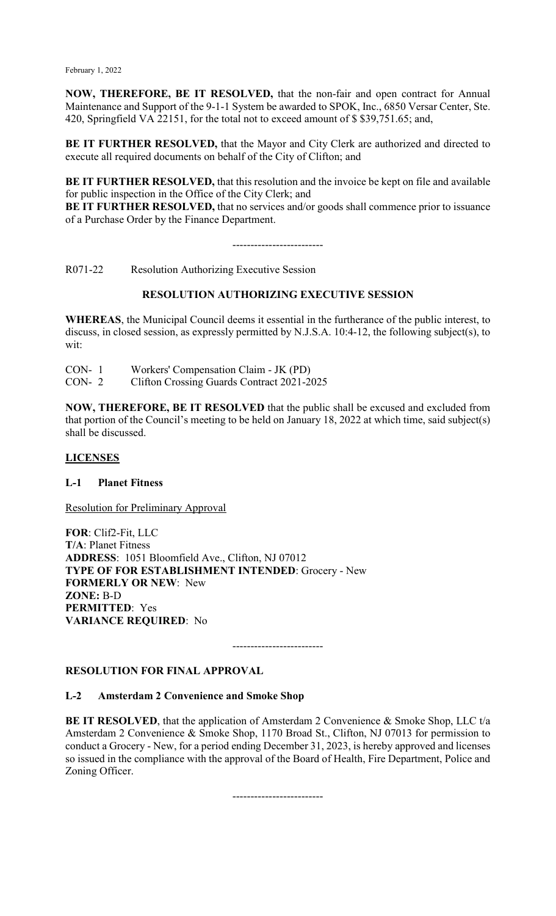**NOW, THEREFORE, BE IT RESOLVED,** that the non-fair and open contract for Annual Maintenance and Support of the 9-1-1 System be awarded to SPOK, Inc., 6850 Versar Center, Ste. 420, Springfield VA 22151, for the total not to exceed amount of $ $39,751.65; and,

**BE IT FURTHER RESOLVED,** that the Mayor and City Clerk are authorized and directed to execute all required documents on behalf of the City of Clifton; and

**BE IT FURTHER RESOLVED,** that this resolution and the invoice be kept on file and available for public inspection in the Office of the City Clerk; and
**BE IT FURTHER RESOLVED,** that no services and/or goods shall commence prior to issuance of a Purchase Order by the Finance Department.

-------------------------

R071-22 Resolution Authorizing Executive Session

**RESOLUTION AUTHORIZING EXECUTIVE SESSION**

**WHEREAS**, the Municipal Council deems it essential in the furtherance of the public interest, to discuss, in closed session, as expressly permitted by N.J.S.A. 10:4-12, the following subject(s), to wit:

CON- 1 Workers' Compensation Claim - JK (PD)
CON- 2 Clifton Crossing Guards Contract 2021-2025

**NOW, THEREFORE, BE IT RESOLVED** that the public shall be excused and excluded from that portion of the Council's meeting to be held on January 18, 2022 at which time, said subject(s) shall be discussed.

**LICENSES**

**L-1 Planet Fitness**

Resolution for Preliminary Approval

**FOR**: Clif2-Fit, LLC
**T/A**: Planet Fitness
**ADDRESS**: 1051 Bloomfield Ave., Clifton, NJ 07012
**TYPE OF FOR ESTABLISHMENT INTENDED**: Grocery - New
**FORMERLY OR NEW**: New
**ZONE:** B-D
**PERMITTED**: Yes
**VARIANCE REQUIRED**: No

-------------------------

**RESOLUTION FOR FINAL APPROVAL**

**L-2 Amsterdam 2 Convenience and Smoke Shop**

**BE IT RESOLVED**, that the application of Amsterdam 2 Convenience & Smoke Shop, LLC t/a Amsterdam 2 Convenience & Smoke Shop, 1170 Broad St., Clifton, NJ 07013 for permission to conduct a Grocery - New, for a period ending December 31, 2023, is hereby approved and licenses so issued in the compliance with the approval of the Board of Health, Fire Department, Police and Zoning Officer.

-------------------------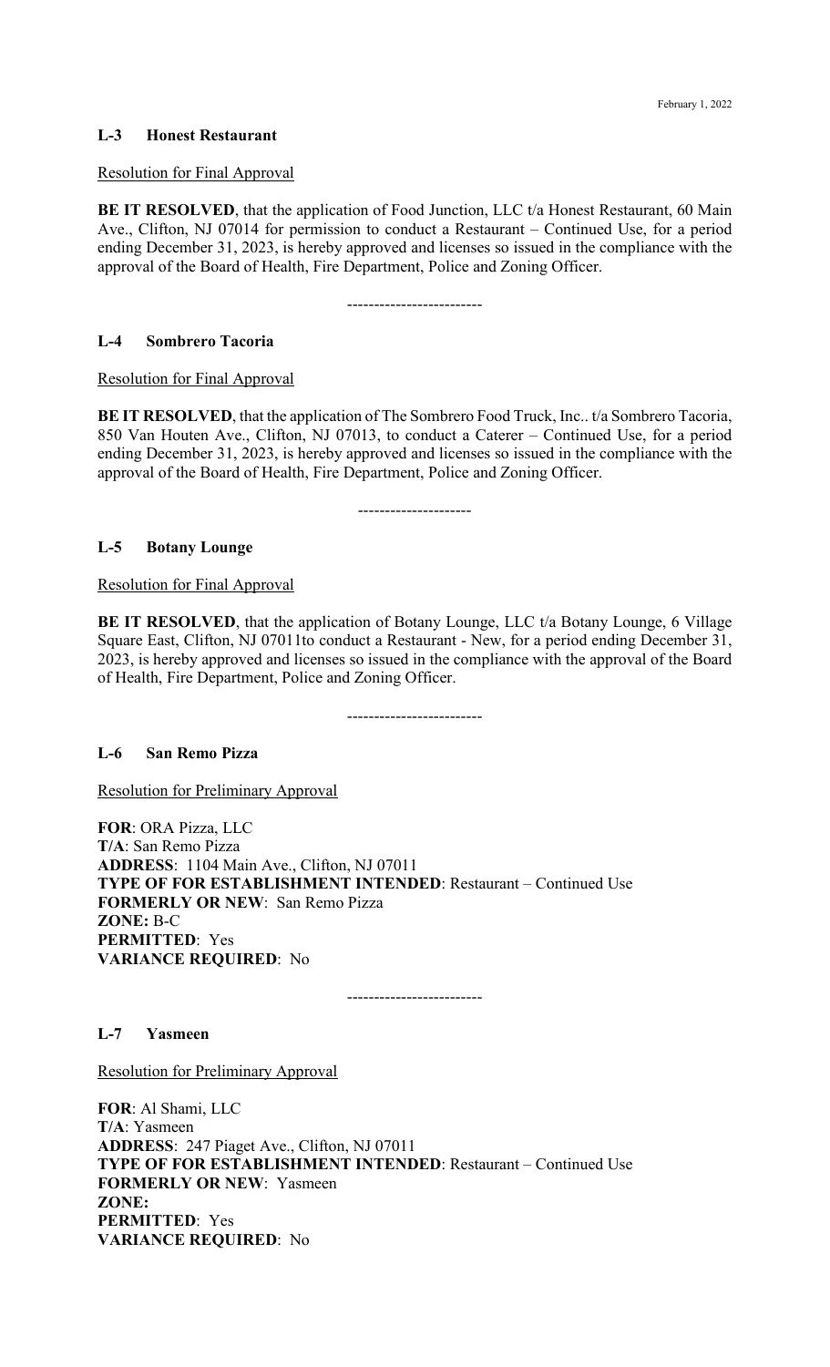### L-3 Honest Restaurant

Resolution for Final Approval

**BE IT RESOLVED**, that the application of Food Junction, LLC t/a Honest Restaurant, 60 Main Ave., Clifton, NJ 07014 for permission to conduct a Restaurant – Continued Use, for a period ending December 31, 2023, is hereby approved and licenses so issued in the compliance with the approval of the Board of Health, Fire Department, Police and Zoning Officer.

-------------------------

### L-4 Sombrero Tacoria

Resolution for Final Approval

**BE IT RESOLVED**, that the application of The Sombrero Food Truck, Inc.. t/a Sombrero Tacoria, 850 Van Houten Ave., Clifton, NJ 07013, to conduct a Caterer – Continued Use, for a period ending December 31, 2023, is hereby approved and licenses so issued in the compliance with the approval of the Board of Health, Fire Department, Police and Zoning Officer.

---------------------

### L-5 Botany Lounge

Resolution for Final Approval

**BE IT RESOLVED**, that the application of Botany Lounge, LLC t/a Botany Lounge, 6 Village Square East, Clifton, NJ 07011to conduct a Restaurant - New, for a period ending December 31, 2023, is hereby approved and licenses so issued in the compliance with the approval of the Board of Health, Fire Department, Police and Zoning Officer.

-------------------------

### L-6 San Remo Pizza

Resolution for Preliminary Approval

**FOR**: ORA Pizza, LLC
**T/A**: San Remo Pizza
**ADDRESS**: 1104 Main Ave., Clifton, NJ 07011
**TYPE OF FOR ESTABLISHMENT INTENDED**: Restaurant – Continued Use
**FORMERLY OR NEW**: San Remo Pizza
**ZONE:** B-C
**PERMITTED**: Yes
**VARIANCE REQUIRED**: No

-------------------------

### L-7 Yasmeen

Resolution for Preliminary Approval

**FOR**: Al Shami, LLC
**T/A**: Yasmeen
**ADDRESS**: 247 Piaget Ave., Clifton, NJ 07011
**TYPE OF FOR ESTABLISHMENT INTENDED**: Restaurant – Continued Use
**FORMERLY OR NEW**: Yasmeen
**ZONE:**
**PERMITTED**: Yes
**VARIANCE REQUIRED**: No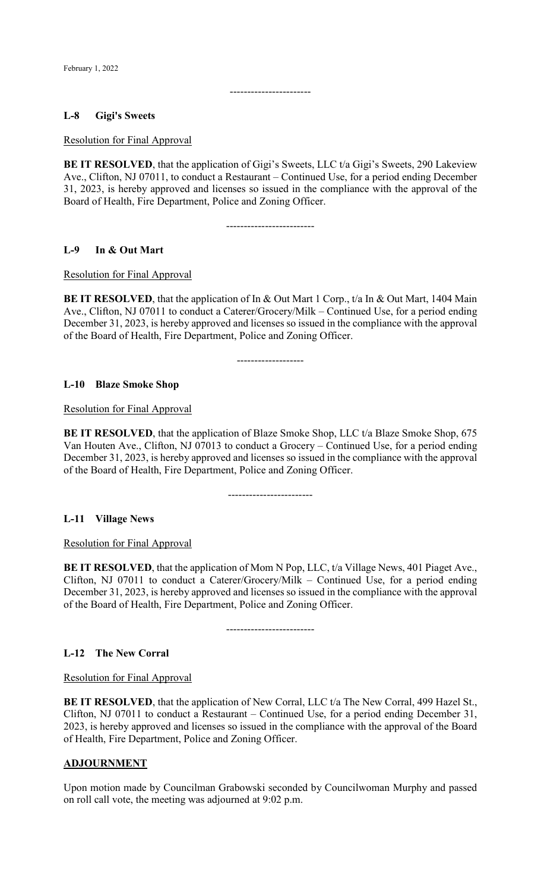-----------------------

**L-8 Gigi's Sweets**

Resolution for Final Approval

**BE IT RESOLVED**, that the application of Gigi's Sweets, LLC t/a Gigi's Sweets, 290 Lakeview Ave., Clifton, NJ 07011, to conduct a Restaurant – Continued Use, for a period ending December 31, 2023, is hereby approved and licenses so issued in the compliance with the approval of the Board of Health, Fire Department, Police and Zoning Officer.

-------------------------

**L-9 In & Out Mart**

Resolution for Final Approval

**BE IT RESOLVED**, that the application of In & Out Mart 1 Corp., t/a In & Out Mart, 1404 Main Ave., Clifton, NJ 07011 to conduct a Caterer/Grocery/Milk – Continued Use, for a period ending December 31, 2023, is hereby approved and licenses so issued in the compliance with the approval of the Board of Health, Fire Department, Police and Zoning Officer.

-------------------

**L-10 Blaze Smoke Shop**

Resolution for Final Approval

**BE IT RESOLVED**, that the application of Blaze Smoke Shop, LLC t/a Blaze Smoke Shop, 675 Van Houten Ave., Clifton, NJ 07013 to conduct a Grocery – Continued Use, for a period ending December 31, 2023, is hereby approved and licenses so issued in the compliance with the approval of the Board of Health, Fire Department, Police and Zoning Officer.

------------------------

**L-11 Village News**

Resolution for Final Approval

**BE IT RESOLVED**, that the application of Mom N Pop, LLC, t/a Village News, 401 Piaget Ave., Clifton, NJ 07011 to conduct a Caterer/Grocery/Milk – Continued Use, for a period ending December 31, 2023, is hereby approved and licenses so issued in the compliance with the approval of the Board of Health, Fire Department, Police and Zoning Officer.

-------------------------

**L-12 The New Corral**

Resolution for Final Approval

**BE IT RESOLVED**, that the application of New Corral, LLC t/a The New Corral, 499 Hazel St., Clifton, NJ 07011 to conduct a Restaurant – Continued Use, for a period ending December 31, 2023, is hereby approved and licenses so issued in the compliance with the approval of the Board of Health, Fire Department, Police and Zoning Officer.

**ADJOURNMENT**

Upon motion made by Councilman Grabowski seconded by Councilwoman Murphy and passed on roll call vote, the meeting was adjourned at 9:02 p.m.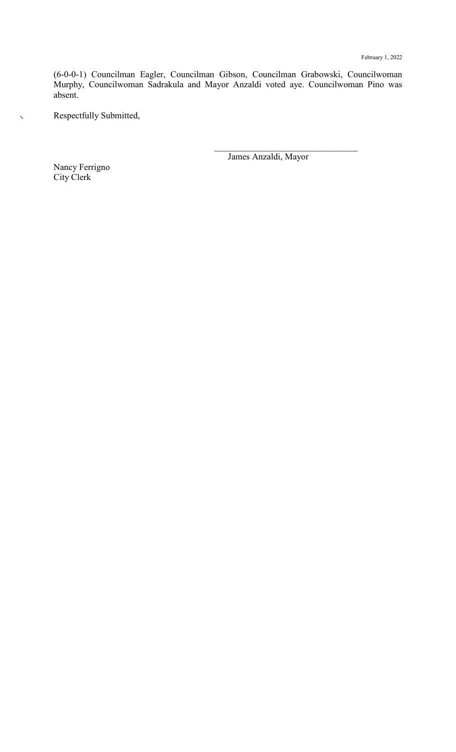(6-0-0-1) Councilman Eagler, Councilman Gibson, Councilman Grabowski, Councilwoman Murphy, Councilwoman Sadrakula and Mayor Anzaldi voted aye. Councilwoman Pino was absent.

Respectfully Submitted,

\_\_\_\_\_\_\_\_\_\_\_\_\_\_\_\_\_\_\_\_\_\_\_\_\_\_\_\_\_\_\_\_\_\_

James Anzaldi, Mayor

Nancy Ferrigno
City Clerk